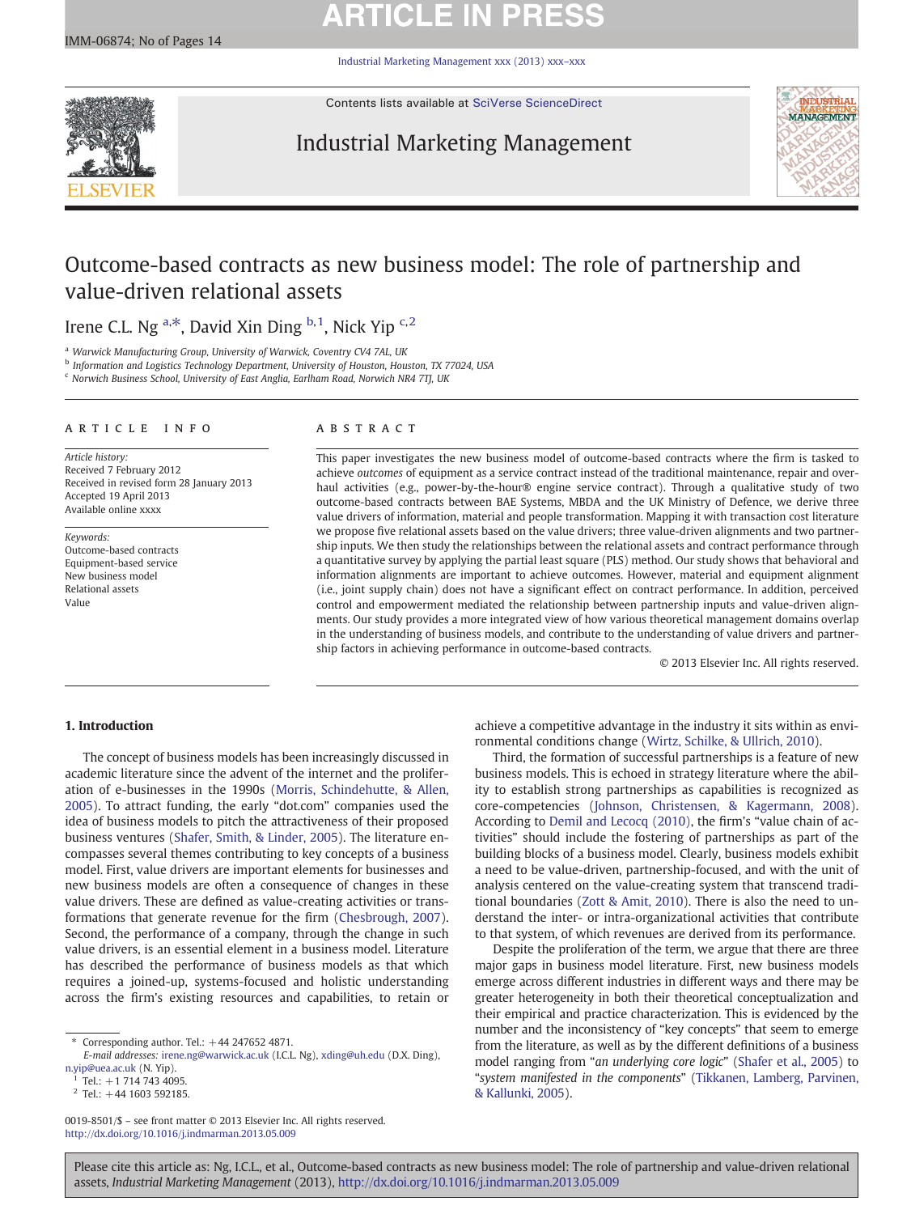# Outcome-based contracts as new business model: The role of partnership and value-driven relational assets

Irene C.L. Ng [a,*], David Xin Ding [b,1], Nick Yip [c,2]

[a] Warwick Manufacturing Group, University of Warwick, Coventry CV4 7AL, UK
[b] Information and Logistics Technology Department, University of Houston, Houston, TX 77024, USA
[c] Norwich Business School, University of East Anglia, Earlham Road, Norwich NR4 7TJ, UK

## ARTICLE INFO

*Article history:*
Received 7 February 2012
Received in revised form 28 January 2013
Accepted 19 April 2013
Available online xxxx

*Keywords:*
Outcome-based contracts
Equipment-based service
New business model
Relational assets
Value

## ABSTRACT

This paper investigates the new business model of outcome-based contracts where the firm is tasked to achieve *outcomes* of equipment as a service contract instead of the traditional maintenance, repair and overhaul activities (e.g., power-by-the-hour® engine service contract). Through a qualitative study of two outcome-based contracts between BAE Systems, MBDA and the UK Ministry of Defence, we derive three value drivers of information, material and people transformation. Mapping it with transaction cost literature we propose five relational assets based on the value drivers; three value-driven alignments and two partnership inputs. We then study the relationships between the relational assets and contract performance through a quantitative survey by applying the partial least square (PLS) method. Our study shows that behavioral and information alignments are important to achieve outcomes. However, material and equipment alignment (i.e., joint supply chain) does not have a significant effect on contract performance. In addition, perceived control and empowerment mediated the relationship between partnership inputs and value-driven alignments. Our study provides a more integrated view of how various theoretical management domains overlap in the understanding of business models, and contribute to the understanding of value drivers and partnership factors in achieving performance in outcome-based contracts.

© 2013 Elsevier Inc. All rights reserved.

## 1. Introduction

The concept of business models has been increasingly discussed in academic literature since the advent of the internet and the proliferation of e-businesses in the 1990s (Morris, Schindehutte, & Allen, 2005). To attract funding, the early "dot.com" companies used the idea of business models to pitch the attractiveness of their proposed business ventures (Shafer, Smith, & Linder, 2005). The literature encompasses several themes contributing to key concepts of a business model. First, value drivers are important elements for businesses and new business models are often a consequence of changes in these value drivers. These are defined as value-creating activities or transformations that generate revenue for the firm (Chesbrough, 2007). Second, the performance of a company, through the change in such value drivers, is an essential element in a business model. Literature has described the performance of business models as that which requires a joined-up, systems-focused and holistic understanding across the firm's existing resources and capabilities, to retain or achieve a competitive advantage in the industry it sits within as environmental conditions change (Wirtz, Schilke, & Ullrich, 2010).

Third, the formation of successful partnerships is a feature of new business models. This is echoed in strategy literature where the ability to establish strong partnerships as capabilities is recognized as core-competencies (Johnson, Christensen, & Kagermann, 2008). According to Demil and Lecocq (2010), the firm's "value chain of activities" should include the fostering of partnerships as part of the building blocks of a business model. Clearly, business models exhibit a need to be value-driven, partnership-focused, and with the unit of analysis centered on the value-creating system that transcend traditional boundaries (Zott & Amit, 2010). There is also the need to understand the inter- or intra-organizational activities that contribute to that system, of which revenues are derived from its performance.

Despite the proliferation of the term, we argue that there are three major gaps in business model literature. First, new business models emerge across different industries in different ways and there may be greater heterogeneity in both their theoretical conceptualization and their empirical and practice characterization. This is evidenced by the number and the inconsistency of "key concepts" that seem to emerge from the literature, as well as by the different definitions of a business model ranging from "*an underlying core logic*" (Shafer et al., 2005) to "*system manifested in the components*" (Tikkanen, Lamberg, Parvinen, & Kallunki, 2005).

---

\* Corresponding author. Tel.: +44 247652 4871.
*E-mail addresses:* irene.ng@warwick.ac.uk (I.C.L. Ng), xding@uh.edu (D.X. Ding), n.yip@uea.ac.uk (N. Yip).
[1] Tel.: +1 714 743 4095.
[2] Tel.: +44 1603 592185.

0019-8501/$ – see front matter © 2013 Elsevier Inc. All rights reserved.
http://dx.doi.org/10.1016/j.indmarman.2013.05.009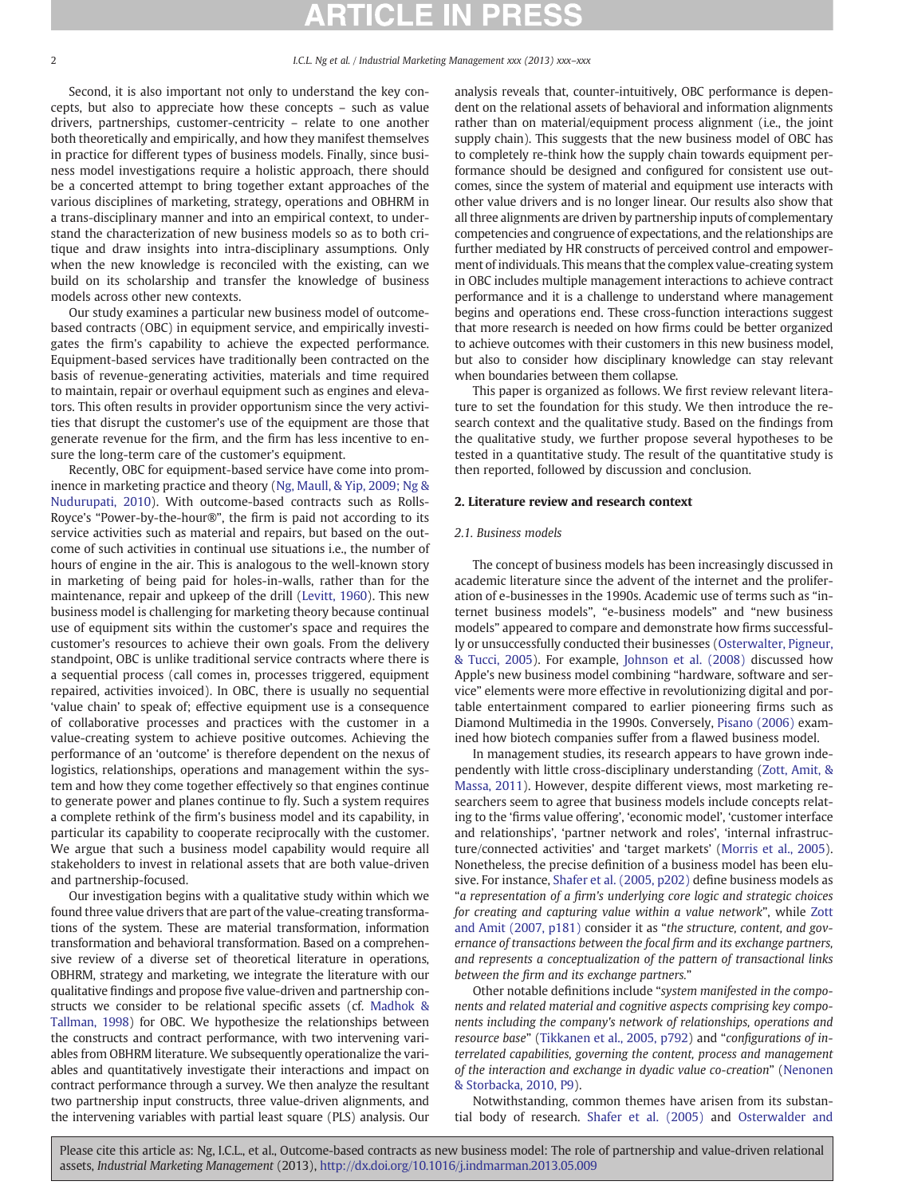Second, it is also important not only to understand the key concepts, but also to appreciate how these concepts – such as value drivers, partnerships, customer-centricity – relate to one another both theoretically and empirically, and how they manifest themselves in practice for different types of business models. Finally, since business model investigations require a holistic approach, there should be a concerted attempt to bring together extant approaches of the various disciplines of marketing, strategy, operations and OBHRM in a trans-disciplinary manner and into an empirical context, to understand the characterization of new business models so as to both critique and draw insights into intra-disciplinary assumptions. Only when the new knowledge is reconciled with the existing, can we build on its scholarship and transfer the knowledge of business models across other new contexts.

Our study examines a particular new business model of outcome-based contracts (OBC) in equipment service, and empirically investigates the firm's capability to achieve the expected performance. Equipment-based services have traditionally been contracted on the basis of revenue-generating activities, materials and time required to maintain, repair or overhaul equipment such as engines and elevators. This often results in provider opportunism since the very activities that disrupt the customer's use of the equipment are those that generate revenue for the firm, and the firm has less incentive to ensure the long-term care of the customer's equipment.

Recently, OBC for equipment-based service have come into prominence in marketing practice and theory (Ng, Maull, & Yip, 2009; Ng & Nudurupati, 2010). With outcome-based contracts such as Rolls-Royce's "Power-by-the-hour®", the firm is paid not according to its service activities such as material and repairs, but based on the outcome of such activities in continual use situations i.e., the number of hours of engine in the air. This is analogous to the well-known story in marketing of being paid for holes-in-walls, rather than for the maintenance, repair and upkeep of the drill (Levitt, 1960). This new business model is challenging for marketing theory because continual use of equipment sits within the customer's space and requires the customer's resources to achieve their own goals. From the delivery standpoint, OBC is unlike traditional service contracts where there is a sequential process (call comes in, processes triggered, equipment repaired, activities invoiced). In OBC, there is usually no sequential 'value chain' to speak of; effective equipment use is a consequence of collaborative processes and practices with the customer in a value-creating system to achieve positive outcomes. Achieving the performance of an 'outcome' is therefore dependent on the nexus of logistics, relationships, operations and management within the system and how they come together effectively so that engines continue to generate power and planes continue to fly. Such a system requires a complete rethink of the firm's business model and its capability, in particular its capability to cooperate reciprocally with the customer. We argue that such a business model capability would require all stakeholders to invest in relational assets that are both value-driven and partnership-focused.

Our investigation begins with a qualitative study within which we found three value drivers that are part of the value-creating transformations of the system. These are material transformation, information transformation and behavioral transformation. Based on a comprehensive review of a diverse set of theoretical literature in operations, OBHRM, strategy and marketing, we integrate the literature with our qualitative findings and propose five value-driven and partnership constructs we consider to be relational specific assets (cf. Madhok & Tallman, 1998) for OBC. We hypothesize the relationships between the constructs and contract performance, with two intervening variables from OBHRM literature. We subsequently operationalize the variables and quantitatively investigate their interactions and impact on contract performance through a survey. We then analyze the resultant two partnership input constructs, three value-driven alignments, and the intervening variables with partial least square (PLS) analysis. Our analysis reveals that, counter-intuitively, OBC performance is dependent on the relational assets of behavioral and information alignments rather than on material/equipment process alignment (i.e., the joint supply chain). This suggests that the new business model of OBC has to completely re-think how the supply chain towards equipment performance should be designed and configured for consistent use outcomes, since the system of material and equipment use interacts with other value drivers and is no longer linear. Our results also show that all three alignments are driven by partnership inputs of complementary competencies and congruence of expectations, and the relationships are further mediated by HR constructs of perceived control and empowerment of individuals. This means that the complex value-creating system in OBC includes multiple management interactions to achieve contract performance and it is a challenge to understand where management begins and operations end. These cross-function interactions suggest that more research is needed on how firms could be better organized to achieve outcomes with their customers in this new business model, but also to consider how disciplinary knowledge can stay relevant when boundaries between them collapse.

This paper is organized as follows. We first review relevant literature to set the foundation for this study. We then introduce the research context and the qualitative study. Based on the findings from the qualitative study, we further propose several hypotheses to be tested in a quantitative study. The result of the quantitative study is then reported, followed by discussion and conclusion.

## 2. Literature review and research context

### 2.1. Business models

The concept of business models has been increasingly discussed in academic literature since the advent of the internet and the proliferation of e-businesses in the 1990s. Academic use of terms such as "internet business models", "e-business models" and "new business models" appeared to compare and demonstrate how firms successfully or unsuccessfully conducted their businesses (Osterwalter, Pigneur, & Tucci, 2005). For example, Johnson et al. (2008) discussed how Apple's new business model combining "hardware, software and service" elements were more effective in revolutionizing digital and portable entertainment compared to earlier pioneering firms such as Diamond Multimedia in the 1990s. Conversely, Pisano (2006) examined how biotech companies suffer from a flawed business model.

In management studies, its research appears to have grown independently with little cross-disciplinary understanding (Zott, Amit, & Massa, 2011). However, despite different views, most marketing researchers seem to agree that business models include concepts relating to the 'firms value offering', 'economic model', 'customer interface and relationships', 'partner network and roles', 'internal infrastructure/connected activities' and 'target markets' (Morris et al., 2005). Nonetheless, the precise definition of a business model has been elusive. For instance, Shafer et al. (2005, p202) define business models as "*a representation of a firm's underlying core logic and strategic choices for creating and capturing value within a value network*", while Zott and Amit (2007, p181) consider it as "*the structure, content, and governance of transactions between the focal firm and its exchange partners, and represents a conceptualization of the pattern of transactional links between the firm and its exchange partners.*"

Other notable definitions include "*system manifested in the components and related material and cognitive aspects comprising key components including the company's network of relationships, operations and resource base*" (Tikkanen et al., 2005, p792) and "*configurations of interrelated capabilities, governing the content, process and management of the interaction and exchange in dyadic value co-creation*" (Nenonen & Storbacka, 2010, P9).

Notwithstanding, common themes have arisen from its substantial body of research. Shafer et al. (2005) and Osterwalder and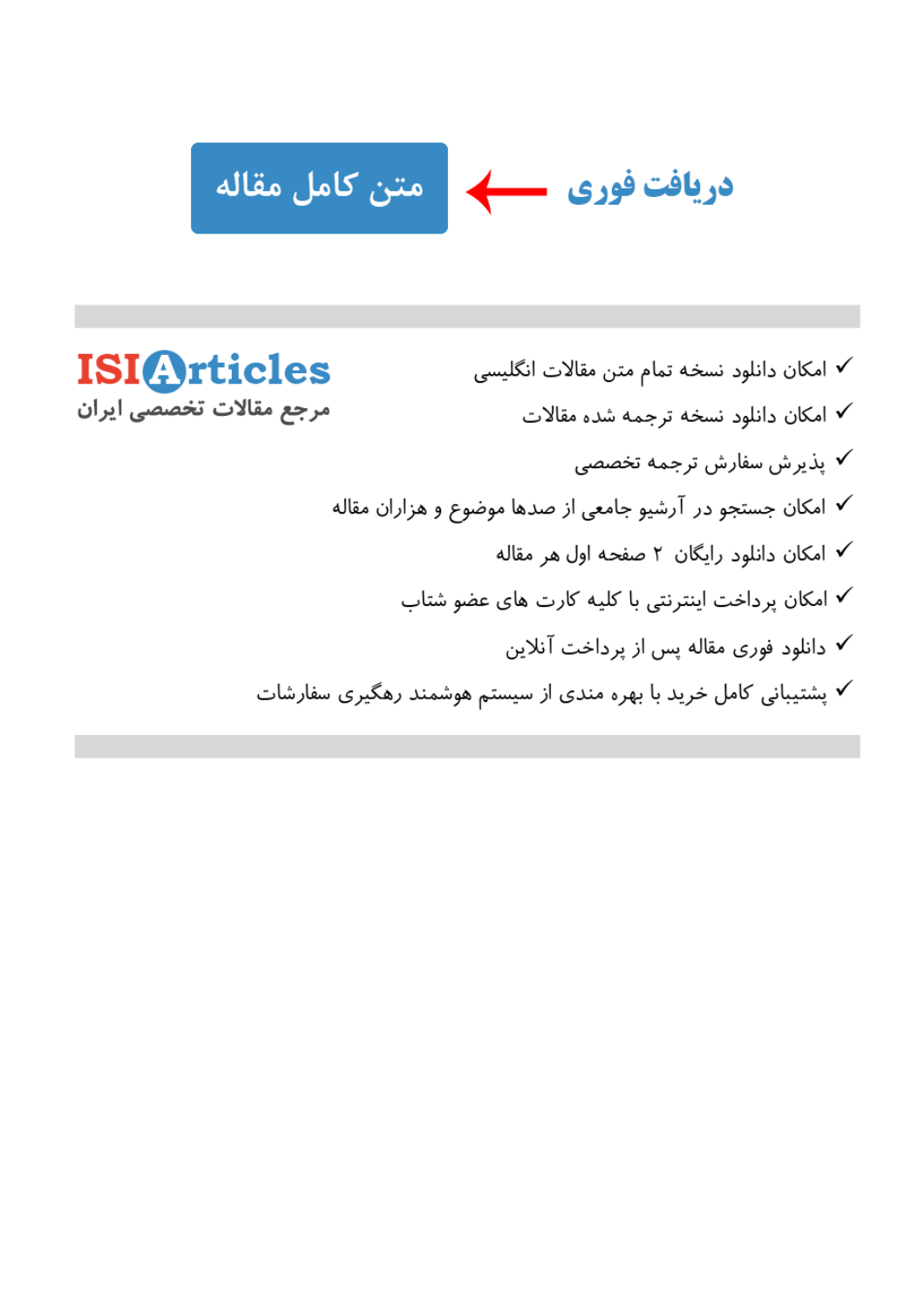دریافت فوری ← متن کامل مقاله

ISIArticles
مرجع مقالات تخصصی ایران

- ✓ امکان دانلود نسخه تمام متن مقالات انگلیسی
- ✓ امکان دانلود نسخه ترجمه شده مقالات
- ✓ پذیرش سفارش ترجمه تخصصی
- ✓ امکان جستجو در آرشیو جامعی از صدها موضوع و هزاران مقاله
- ✓ امکان دانلود رایگان ۲ صفحه اول هر مقاله
- ✓ امکان پرداخت اینترنتی با کلیه کارت های عضو شتاب
- ✓ دانلود فوری مقاله پس از پرداخت آنلاین
- ✓ پشتیبانی کامل خرید با بهره مندی از سیستم هوشمند رهگیری سفارشات